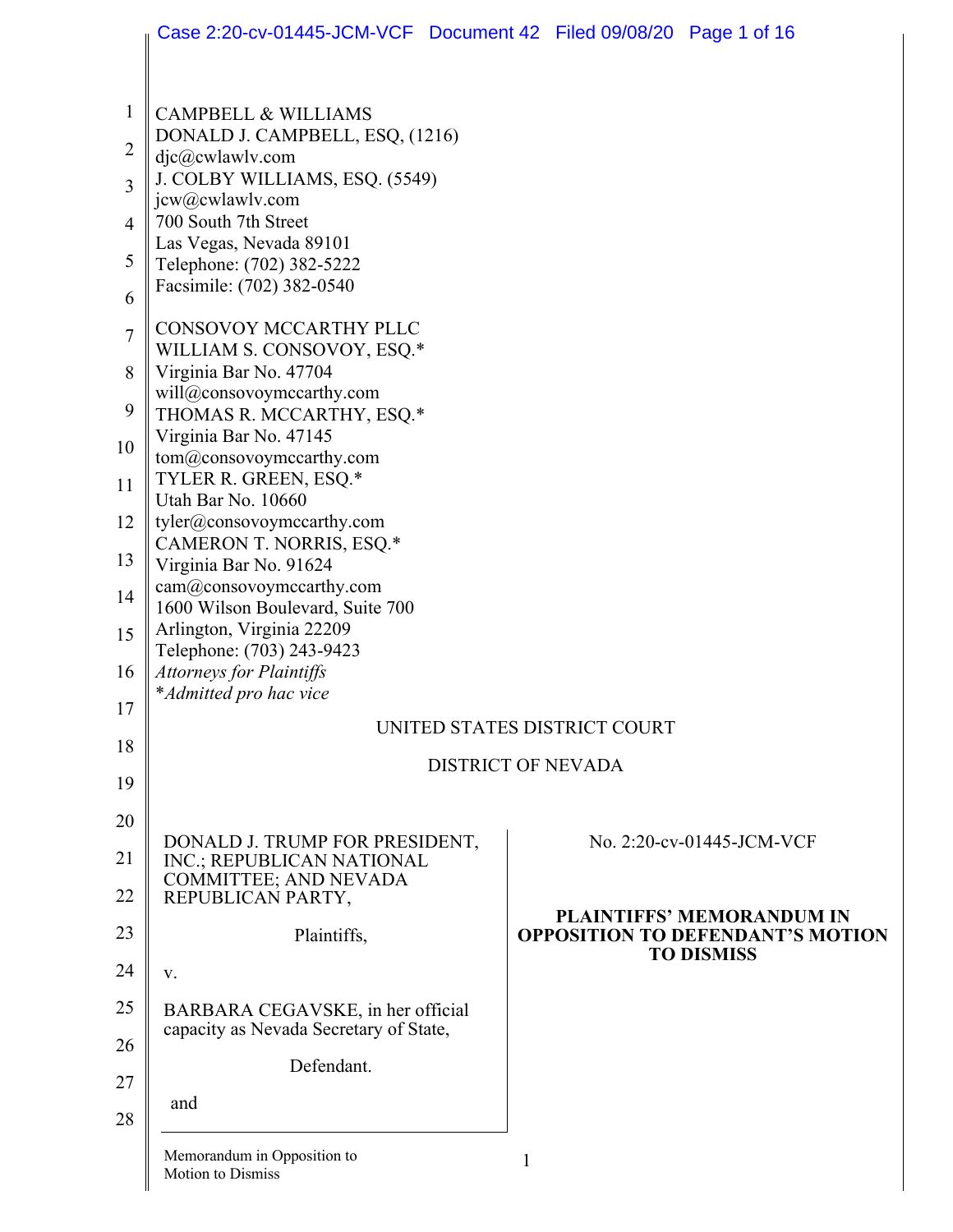CAMPBELL & WILLIAMS
DONALD J. CAMPBELL, ESQ, (1216)
djc@cwlawlv.com
J. COLBY WILLIAMS, ESQ. (5549)
jcw@cwlawlv.com
700 South 7th Street
Las Vegas, Nevada 89101
Telephone: (702) 382-5222
Facsimile: (702) 382-0540

CONSOVOY MCCARTHY PLLC
WILLIAM S. CONSOVOY, ESQ.*
Virginia Bar No. 47704
will@consovoymccarthy.com
THOMAS R. MCCARTHY, ESQ.*
Virginia Bar No. 47145
tom@consovoymccarthy.com
TYLER R. GREEN, ESQ.*
Utah Bar No. 10660
tyler@consovoymccarthy.com
CAMERON T. NORRIS, ESQ.*
Virginia Bar No. 91624
cam@consovoymccarthy.com
1600 Wilson Boulevard, Suite 700
Arlington, Virginia 22209
Telephone: (703) 243-9423
*Attorneys for Plaintiffs*
**Admitted pro hac vice*

UNITED STATES DISTRICT COURT

DISTRICT OF NEVADA

| | |
|---|---|
| DONALD J. TRUMP FOR PRESIDENT, INC.; REPUBLICAN NATIONAL COMMITTEE; AND NEVADA REPUBLICAN PARTY,<br><br>Plaintiffs,<br><br>v.<br><br>BARBARA CEGAVSKE, in her official capacity as Nevada Secretary of State,<br><br>Defendant.<br><br>and | No. 2:20-cv-01445-JCM-VCF<br><br>**PLAINTIFFS' MEMORANDUM IN OPPOSITION TO DEFENDANT'S MOTION TO DISMISS** |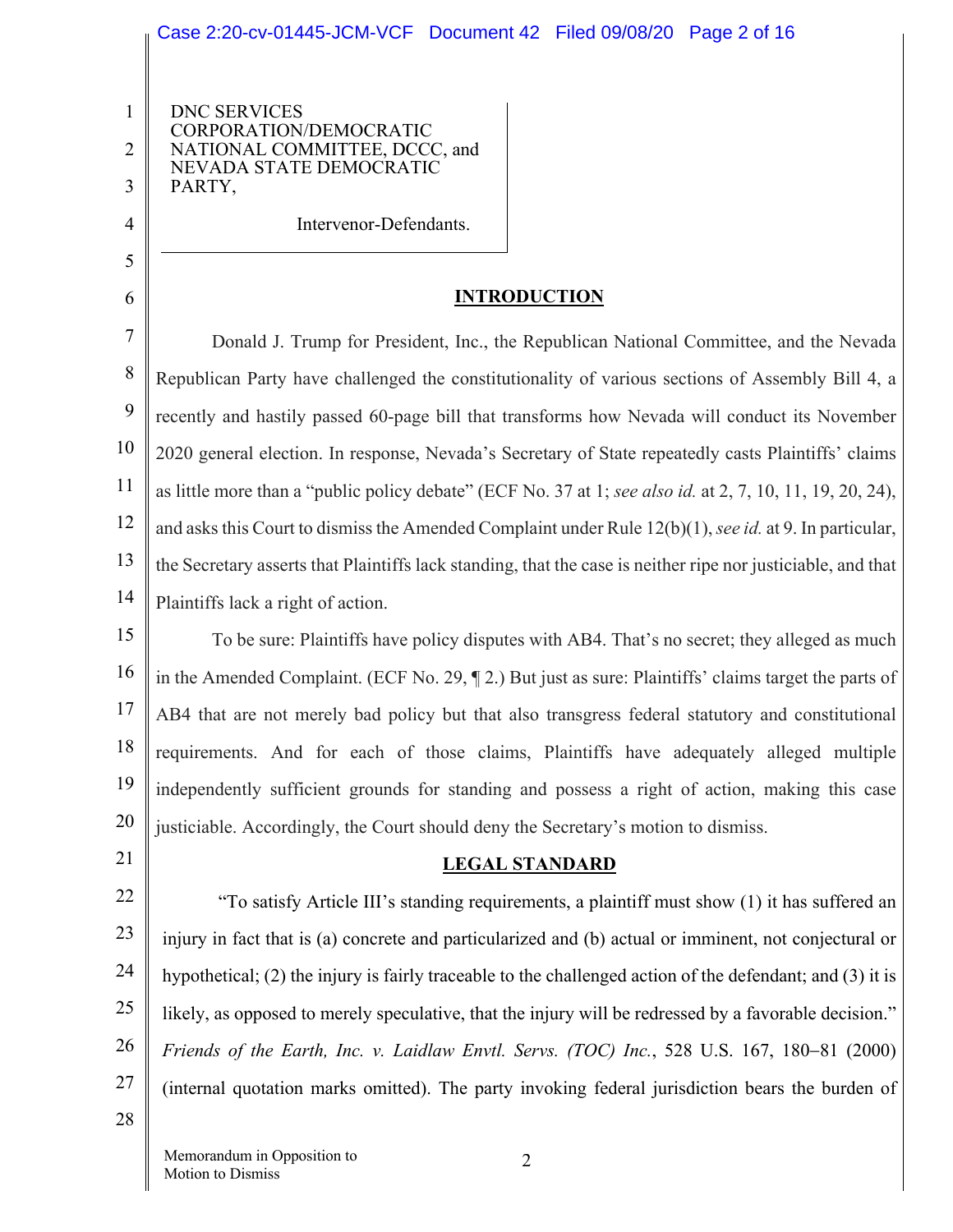DNC SERVICES CORPORATION/DEMOCRATIC NATIONAL COMMITTEE, DCCC, and NEVADA STATE DEMOCRATIC PARTY,

Intervenor-Defendants.

## INTRODUCTION

Donald J. Trump for President, Inc., the Republican National Committee, and the Nevada Republican Party have challenged the constitutionality of various sections of Assembly Bill 4, a recently and hastily passed 60-page bill that transforms how Nevada will conduct its November 2020 general election. In response, Nevada's Secretary of State repeatedly casts Plaintiffs' claims as little more than a "public policy debate" (ECF No. 37 at 1; *see also id.* at 2, 7, 10, 11, 19, 20, 24), and asks this Court to dismiss the Amended Complaint under Rule 12(b)(1), *see id.* at 9. In particular, the Secretary asserts that Plaintiffs lack standing, that the case is neither ripe nor justiciable, and that Plaintiffs lack a right of action.

To be sure: Plaintiffs have policy disputes with AB4. That's no secret; they alleged as much in the Amended Complaint. (ECF No. 29, ¶ 2.) But just as sure: Plaintiffs' claims target the parts of AB4 that are not merely bad policy but that also transgress federal statutory and constitutional requirements. And for each of those claims, Plaintiffs have adequately alleged multiple independently sufficient grounds for standing and possess a right of action, making this case justiciable. Accordingly, the Court should deny the Secretary's motion to dismiss.

## LEGAL STANDARD

"To satisfy Article III's standing requirements, a plaintiff must show (1) it has suffered an injury in fact that is (a) concrete and particularized and (b) actual or imminent, not conjectural or hypothetical; (2) the injury is fairly traceable to the challenged action of the defendant; and (3) it is likely, as opposed to merely speculative, that the injury will be redressed by a favorable decision." *Friends of the Earth, Inc. v. Laidlaw Envtl. Servs. (TOC) Inc.*, 528 U.S. 167, 180–81 (2000) (internal quotation marks omitted). The party invoking federal jurisdiction bears the burden of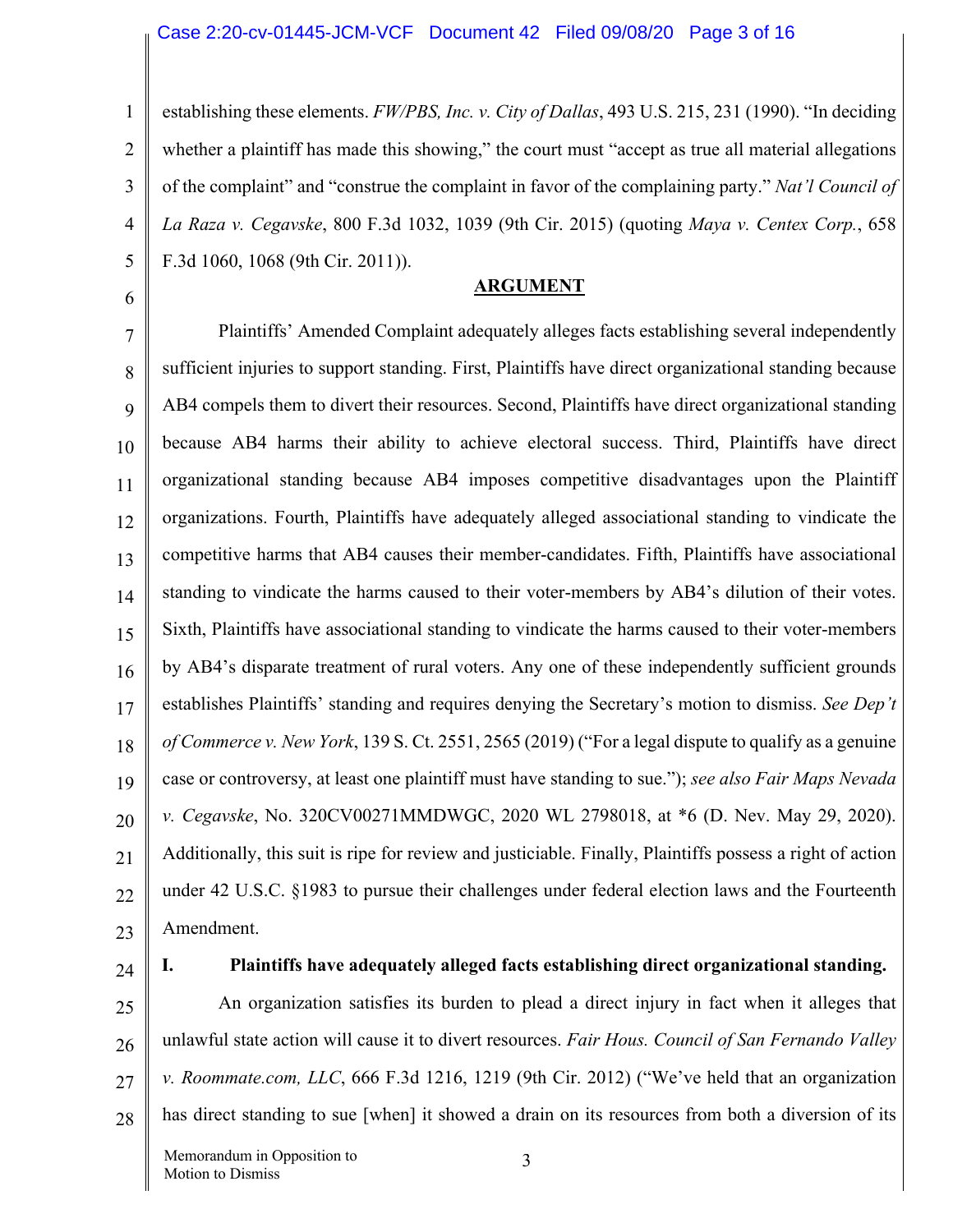establishing these elements. *FW/PBS, Inc. v. City of Dallas*, 493 U.S. 215, 231 (1990). "In deciding whether a plaintiff has made this showing," the court must "accept as true all material allegations of the complaint" and "construe the complaint in favor of the complaining party." *Nat'l Council of La Raza v. Cegavske*, 800 F.3d 1032, 1039 (9th Cir. 2015) (quoting *Maya v. Centex Corp.*, 658 F.3d 1060, 1068 (9th Cir. 2011)).

## ARGUMENT

Plaintiffs' Amended Complaint adequately alleges facts establishing several independently sufficient injuries to support standing. First, Plaintiffs have direct organizational standing because AB4 compels them to divert their resources. Second, Plaintiffs have direct organizational standing because AB4 harms their ability to achieve electoral success. Third, Plaintiffs have direct organizational standing because AB4 imposes competitive disadvantages upon the Plaintiff organizations. Fourth, Plaintiffs have adequately alleged associational standing to vindicate the competitive harms that AB4 causes their member-candidates. Fifth, Plaintiffs have associational standing to vindicate the harms caused to their voter-members by AB4's dilution of their votes. Sixth, Plaintiffs have associational standing to vindicate the harms caused to their voter-members by AB4's disparate treatment of rural voters. Any one of these independently sufficient grounds establishes Plaintiffs' standing and requires denying the Secretary's motion to dismiss. *See Dep't of Commerce v. New York*, 139 S. Ct. 2551, 2565 (2019) ("For a legal dispute to qualify as a genuine case or controversy, at least one plaintiff must have standing to sue."); *see also Fair Maps Nevada v. Cegavske*, No. 320CV00271MMDWGC, 2020 WL 2798018, at *6 (D. Nev. May 29, 2020). Additionally, this suit is ripe for review and justiciable. Finally, Plaintiffs possess a right of action under 42 U.S.C. §1983 to pursue their challenges under federal election laws and the Fourteenth Amendment.

### I. Plaintiffs have adequately alleged facts establishing direct organizational standing.

An organization satisfies its burden to plead a direct injury in fact when it alleges that unlawful state action will cause it to divert resources. *Fair Hous. Council of San Fernando Valley v. Roommate.com, LLC*, 666 F.3d 1216, 1219 (9th Cir. 2012) ("We've held that an organization has direct standing to sue [when] it showed a drain on its resources from both a diversion of its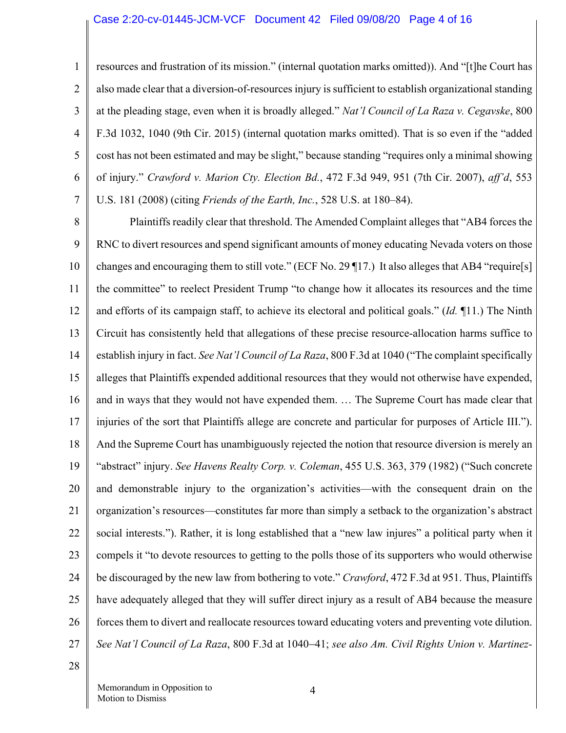resources and frustration of its mission." (internal quotation marks omitted)). And "[t]he Court has also made clear that a diversion-of-resources injury is sufficient to establish organizational standing at the pleading stage, even when it is broadly alleged." *Nat'l Council of La Raza v. Cegavske*, 800 F.3d 1032, 1040 (9th Cir. 2015) (internal quotation marks omitted). That is so even if the "added cost has not been estimated and may be slight," because standing "requires only a minimal showing of injury." *Crawford v. Marion Cty. Election Bd.*, 472 F.3d 949, 951 (7th Cir. 2007), *aff'd*, 553 U.S. 181 (2008) (citing *Friends of the Earth, Inc.*, 528 U.S. at 180–84).

Plaintiffs readily clear that threshold. The Amended Complaint alleges that "AB4 forces the RNC to divert resources and spend significant amounts of money educating Nevada voters on those changes and encouraging them to still vote." (ECF No. 29 ¶17.) It also alleges that AB4 "require[s] the committee" to reelect President Trump "to change how it allocates its resources and the time and efforts of its campaign staff, to achieve its electoral and political goals." (*Id.* ¶11.) The Ninth Circuit has consistently held that allegations of these precise resource-allocation harms suffice to establish injury in fact. *See Nat'l Council of La Raza*, 800 F.3d at 1040 ("The complaint specifically alleges that Plaintiffs expended additional resources that they would not otherwise have expended, and in ways that they would not have expended them. … The Supreme Court has made clear that injuries of the sort that Plaintiffs allege are concrete and particular for purposes of Article III."). And the Supreme Court has unambiguously rejected the notion that resource diversion is merely an "abstract" injury. *See Havens Realty Corp. v. Coleman*, 455 U.S. 363, 379 (1982) ("Such concrete and demonstrable injury to the organization's activities—with the consequent drain on the organization's resources—constitutes far more than simply a setback to the organization's abstract social interests."). Rather, it is long established that a "new law injures" a political party when it compels it "to devote resources to getting to the polls those of its supporters who would otherwise be discouraged by the new law from bothering to vote." *Crawford*, 472 F.3d at 951. Thus, Plaintiffs have adequately alleged that they will suffer direct injury as a result of AB4 because the measure forces them to divert and reallocate resources toward educating voters and preventing vote dilution. *See Nat'l Council of La Raza*, 800 F.3d at 1040–41; *see also Am. Civil Rights Union v. Martinez-*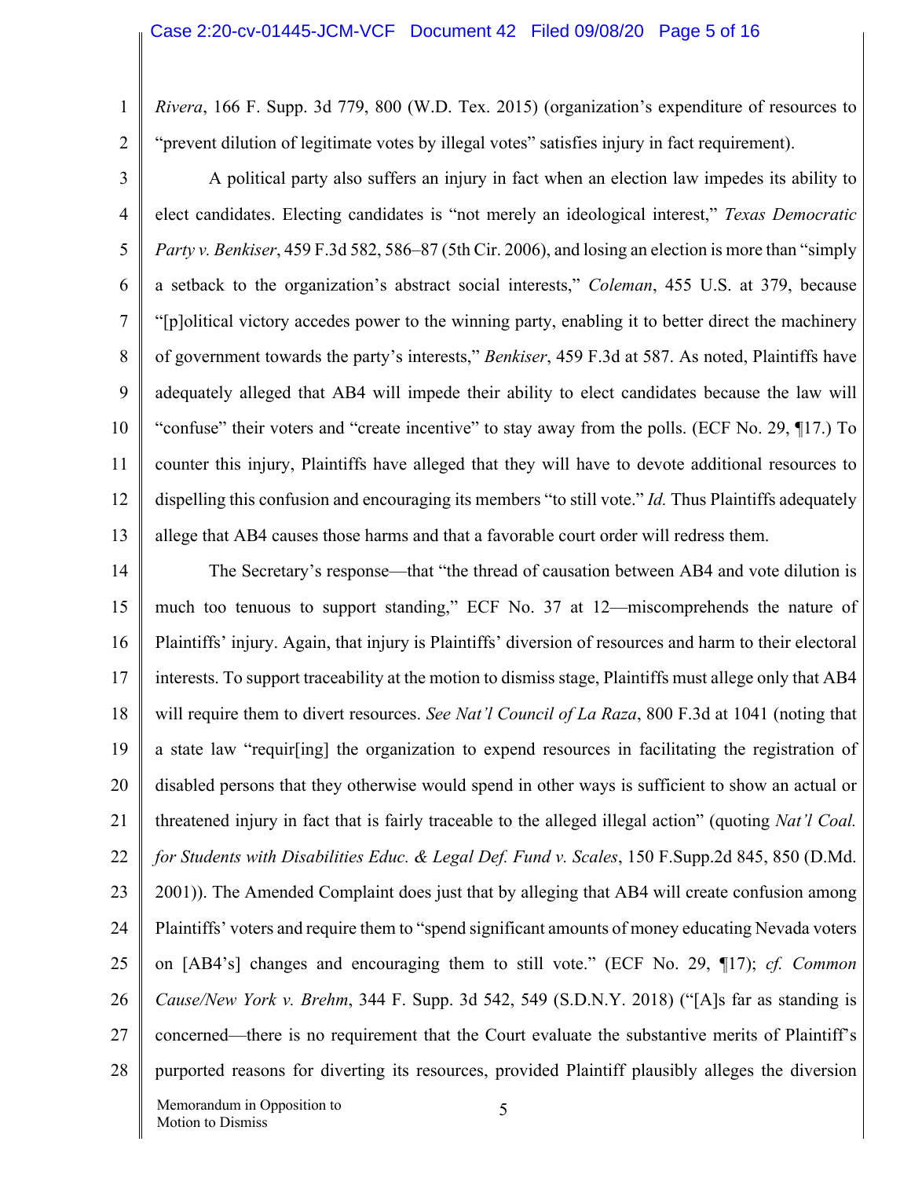*Rivera*, 166 F. Supp. 3d 779, 800 (W.D. Tex. 2015) (organization's expenditure of resources to "prevent dilution of legitimate votes by illegal votes" satisfies injury in fact requirement).

A political party also suffers an injury in fact when an election law impedes its ability to elect candidates. Electing candidates is "not merely an ideological interest," *Texas Democratic Party v. Benkiser*, 459 F.3d 582, 586–87 (5th Cir. 2006), and losing an election is more than "simply a setback to the organization's abstract social interests," *Coleman*, 455 U.S. at 379, because "[p]olitical victory accedes power to the winning party, enabling it to better direct the machinery of government towards the party's interests," *Benkiser*, 459 F.3d at 587. As noted, Plaintiffs have adequately alleged that AB4 will impede their ability to elect candidates because the law will "confuse" their voters and "create incentive" to stay away from the polls. (ECF No. 29, ¶17.) To counter this injury, Plaintiffs have alleged that they will have to devote additional resources to dispelling this confusion and encouraging its members "to still vote." *Id.* Thus Plaintiffs adequately allege that AB4 causes those harms and that a favorable court order will redress them.

The Secretary's response—that "the thread of causation between AB4 and vote dilution is much too tenuous to support standing," ECF No. 37 at 12—miscomprehends the nature of Plaintiffs' injury. Again, that injury is Plaintiffs' diversion of resources and harm to their electoral interests. To support traceability at the motion to dismiss stage, Plaintiffs must allege only that AB4 will require them to divert resources. *See Nat'l Council of La Raza*, 800 F.3d at 1041 (noting that a state law "requir[ing] the organization to expend resources in facilitating the registration of disabled persons that they otherwise would spend in other ways is sufficient to show an actual or threatened injury in fact that is fairly traceable to the alleged illegal action" (quoting *Nat'l Coal. for Students with Disabilities Educ. & Legal Def. Fund v. Scales*, 150 F.Supp.2d 845, 850 (D.Md. 2001)). The Amended Complaint does just that by alleging that AB4 will create confusion among Plaintiffs' voters and require them to "spend significant amounts of money educating Nevada voters on [AB4's] changes and encouraging them to still vote." (ECF No. 29, ¶17); *cf. Common Cause/New York v. Brehm*, 344 F. Supp. 3d 542, 549 (S.D.N.Y. 2018) ("[A]s far as standing is concerned—there is no requirement that the Court evaluate the substantive merits of Plaintiff's purported reasons for diverting its resources, provided Plaintiff plausibly alleges the diversion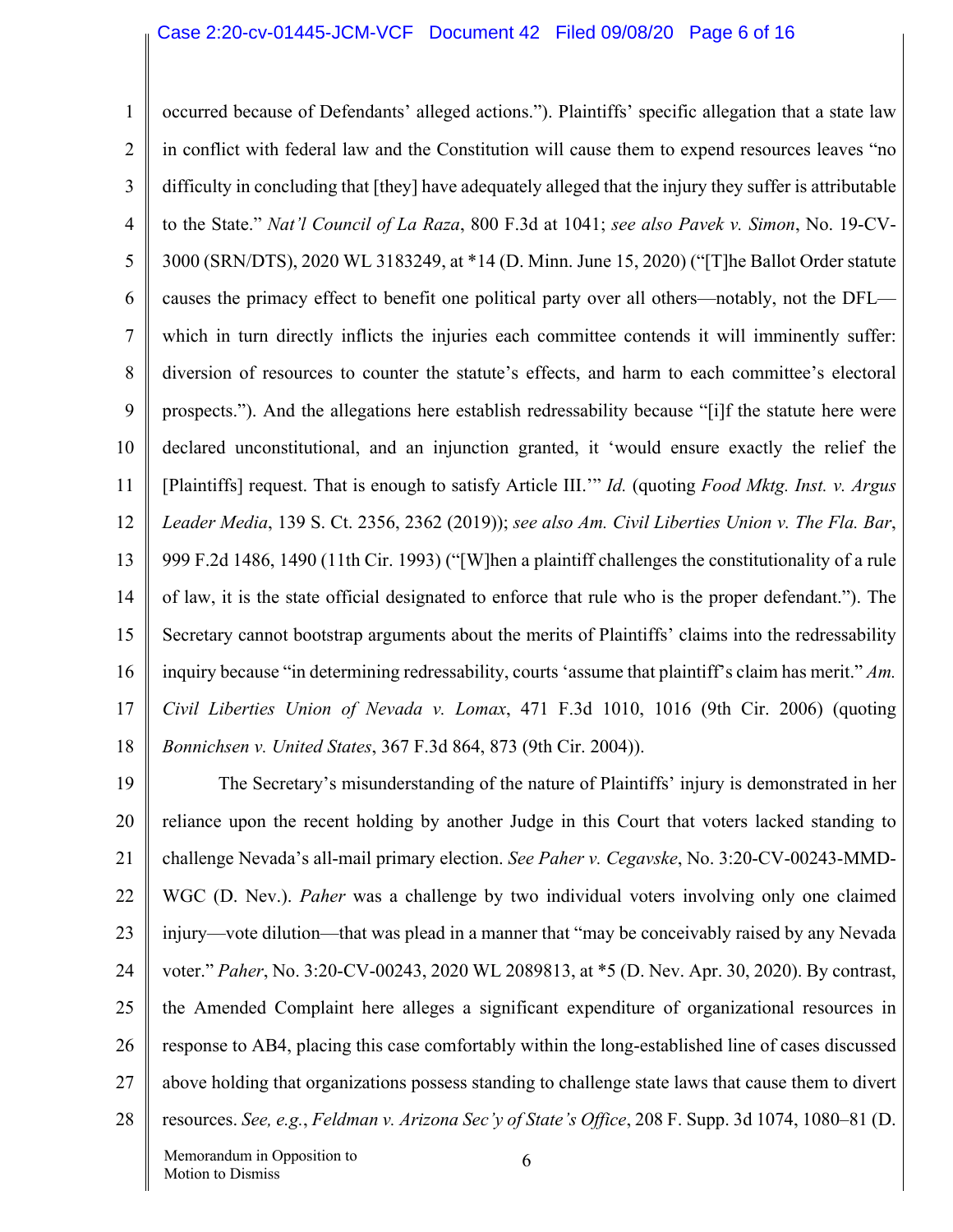occurred because of Defendants' alleged actions."). Plaintiffs' specific allegation that a state law in conflict with federal law and the Constitution will cause them to expend resources leaves "no difficulty in concluding that [they] have adequately alleged that the injury they suffer is attributable to the State." *Nat'l Council of La Raza*, 800 F.3d at 1041; *see also Pavek v. Simon*, No. 19-CV-3000 (SRN/DTS), 2020 WL 3183249, at *14 (D. Minn. June 15, 2020) ("[T]he Ballot Order statute causes the primacy effect to benefit one political party over all others—notably, not the DFL—which in turn directly inflicts the injuries each committee contends it will imminently suffer: diversion of resources to counter the statute's effects, and harm to each committee's electoral prospects."). And the allegations here establish redressability because "[i]f the statute here were declared unconstitutional, and an injunction granted, it 'would ensure exactly the relief the [Plaintiffs] request. That is enough to satisfy Article III.'" *Id.* (quoting *Food Mktg. Inst. v. Argus Leader Media*, 139 S. Ct. 2356, 2362 (2019)); *see also Am. Civil Liberties Union v. The Fla. Bar*, 999 F.2d 1486, 1490 (11th Cir. 1993) ("[W]hen a plaintiff challenges the constitutionality of a rule of law, it is the state official designated to enforce that rule who is the proper defendant."). The Secretary cannot bootstrap arguments about the merits of Plaintiffs' claims into the redressability inquiry because "in determining redressability, courts 'assume that plaintiff's claim has merit." *Am. Civil Liberties Union of Nevada v. Lomax*, 471 F.3d 1010, 1016 (9th Cir. 2006) (quoting *Bonnichsen v. United States*, 367 F.3d 864, 873 (9th Cir. 2004)).

The Secretary's misunderstanding of the nature of Plaintiffs' injury is demonstrated in her reliance upon the recent holding by another Judge in this Court that voters lacked standing to challenge Nevada's all-mail primary election. *See Paher v. Cegavske*, No. 3:20-CV-00243-MMD-WGC (D. Nev.). *Paher* was a challenge by two individual voters involving only one claimed injury—vote dilution—that was plead in a manner that "may be conceivably raised by any Nevada voter." *Paher*, No. 3:20-CV-00243, 2020 WL 2089813, at *5 (D. Nev. Apr. 30, 2020). By contrast, the Amended Complaint here alleges a significant expenditure of organizational resources in response to AB4, placing this case comfortably within the long-established line of cases discussed above holding that organizations possess standing to challenge state laws that cause them to divert resources. *See, e.g.*, *Feldman v. Arizona Sec'y of State's Office*, 208 F. Supp. 3d 1074, 1080–81 (D.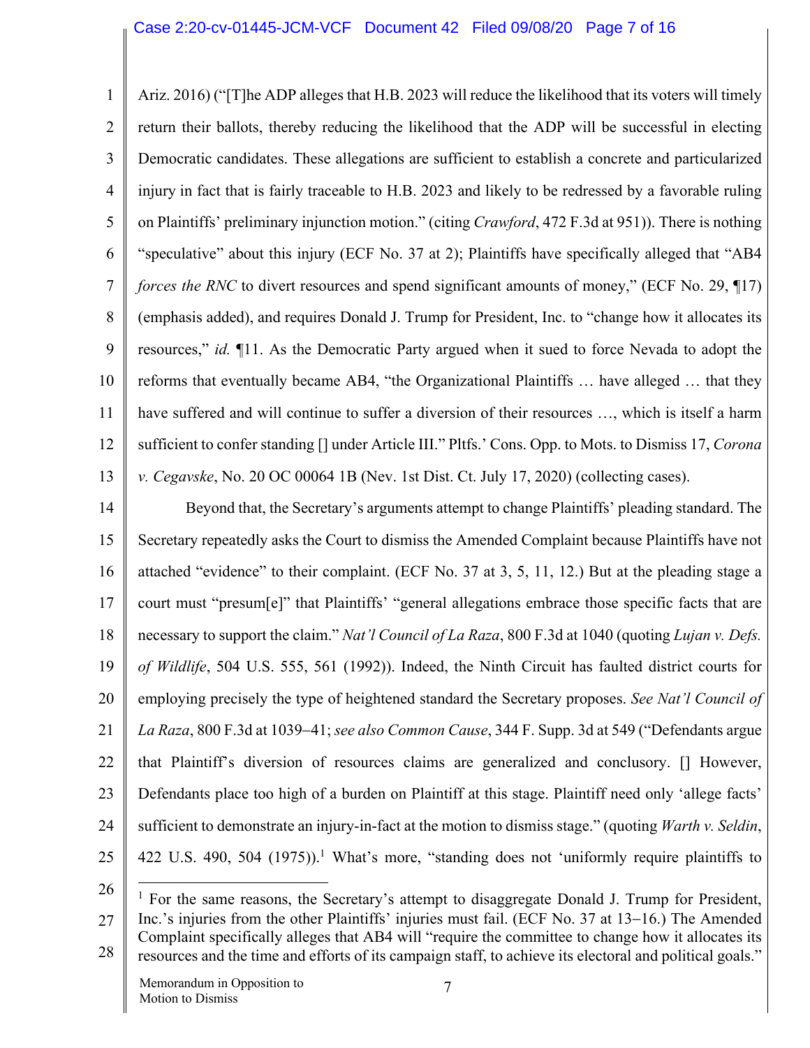Ariz. 2016) ("[T]he ADP alleges that H.B. 2023 will reduce the likelihood that its voters will timely return their ballots, thereby reducing the likelihood that the ADP will be successful in electing Democratic candidates. These allegations are sufficient to establish a concrete and particularized injury in fact that is fairly traceable to H.B. 2023 and likely to be redressed by a favorable ruling on Plaintiffs' preliminary injunction motion." (citing *Crawford*, 472 F.3d at 951)). There is nothing "speculative" about this injury (ECF No. 37 at 2); Plaintiffs have specifically alleged that "AB4 *forces the RNC* to divert resources and spend significant amounts of money," (ECF No. 29, ¶17) (emphasis added), and requires Donald J. Trump for President, Inc. to "change how it allocates its resources," *id.* ¶11. As the Democratic Party argued when it sued to force Nevada to adopt the reforms that eventually became AB4, "the Organizational Plaintiffs … have alleged … that they have suffered and will continue to suffer a diversion of their resources …, which is itself a harm sufficient to confer standing [] under Article III." Pltfs.' Cons. Opp. to Mots. to Dismiss 17, *Corona v. Cegavske*, No. 20 OC 00064 1B (Nev. 1st Dist. Ct. July 17, 2020) (collecting cases).

Beyond that, the Secretary's arguments attempt to change Plaintiffs' pleading standard. The Secretary repeatedly asks the Court to dismiss the Amended Complaint because Plaintiffs have not attached "evidence" to their complaint. (ECF No. 37 at 3, 5, 11, 12.) But at the pleading stage a court must "presum[e]" that Plaintiffs' "general allegations embrace those specific facts that are necessary to support the claim." *Nat'l Council of La Raza*, 800 F.3d at 1040 (quoting *Lujan v. Defs. of Wildlife*, 504 U.S. 555, 561 (1992)). Indeed, the Ninth Circuit has faulted district courts for employing precisely the type of heightened standard the Secretary proposes. *See Nat'l Council of La Raza*, 800 F.3d at 1039–41; *see also Common Cause*, 344 F. Supp. 3d at 549 ("Defendants argue that Plaintiff's diversion of resources claims are generalized and conclusory. [] However, Defendants place too high of a burden on Plaintiff at this stage. Plaintiff need only 'allege facts' sufficient to demonstrate an injury-in-fact at the motion to dismiss stage." (quoting *Warth v. Seldin*, 422 U.S. 490, 504 (1975)).[1] What's more, "standing does not 'uniformly require plaintiffs to

[1] For the same reasons, the Secretary's attempt to disaggregate Donald J. Trump for President, Inc.'s injuries from the other Plaintiffs' injuries must fail. (ECF No. 37 at 13−16.) The Amended Complaint specifically alleges that AB4 will "require the committee to change how it allocates its resources and the time and efforts of its campaign staff, to achieve its electoral and political goals."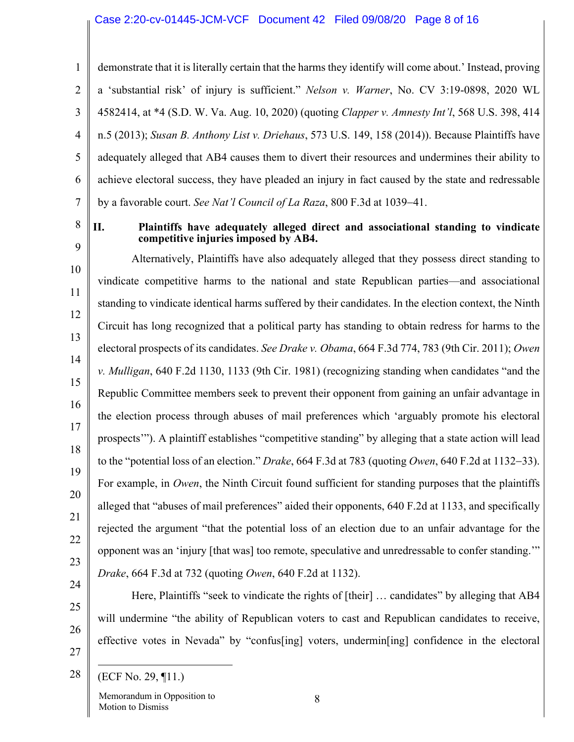demonstrate that it is literally certain that the harms they identify will come about.' Instead, proving a 'substantial risk' of injury is sufficient." *Nelson v. Warner*, No. CV 3:19-0898, 2020 WL 4582414, at *4 (S.D. W. Va. Aug. 10, 2020) (quoting *Clapper v. Amnesty Int'l*, 568 U.S. 398, 414 n.5 (2013); *Susan B. Anthony List v. Driehaus*, 573 U.S. 149, 158 (2014)). Because Plaintiffs have adequately alleged that AB4 causes them to divert their resources and undermines their ability to achieve electoral success, they have pleaded an injury in fact caused by the state and redressable by a favorable court. *See Nat'l Council of La Raza*, 800 F.3d at 1039–41.

## II. Plaintiffs have adequately alleged direct and associational standing to vindicate competitive injuries imposed by AB4.

Alternatively, Plaintiffs have also adequately alleged that they possess direct standing to vindicate competitive harms to the national and state Republican parties—and associational standing to vindicate identical harms suffered by their candidates. In the election context, the Ninth Circuit has long recognized that a political party has standing to obtain redress for harms to the electoral prospects of its candidates. *See Drake v. Obama*, 664 F.3d 774, 783 (9th Cir. 2011); *Owen v. Mulligan*, 640 F.2d 1130, 1133 (9th Cir. 1981) (recognizing standing when candidates "and the Republic Committee members seek to prevent their opponent from gaining an unfair advantage in the election process through abuses of mail preferences which 'arguably promote his electoral prospects'"). A plaintiff establishes "competitive standing" by alleging that a state action will lead to the "potential loss of an election." *Drake*, 664 F.3d at 783 (quoting *Owen*, 640 F.2d at 1132–33). For example, in *Owen*, the Ninth Circuit found sufficient for standing purposes that the plaintiffs alleged that "abuses of mail preferences" aided their opponents, 640 F.2d at 1133, and specifically rejected the argument "that the potential loss of an election due to an unfair advantage for the opponent was an 'injury [that was] too remote, speculative and unredressable to confer standing.'" *Drake*, 664 F.3d at 732 (quoting *Owen*, 640 F.2d at 1132).

Here, Plaintiffs "seek to vindicate the rights of [their] … candidates" by alleging that AB4 will undermine "the ability of Republican voters to cast and Republican candidates to receive, effective votes in Nevada" by "confus[ing] voters, undermin[ing] confidence in the electoral

---

(ECF No. 29, ¶11.)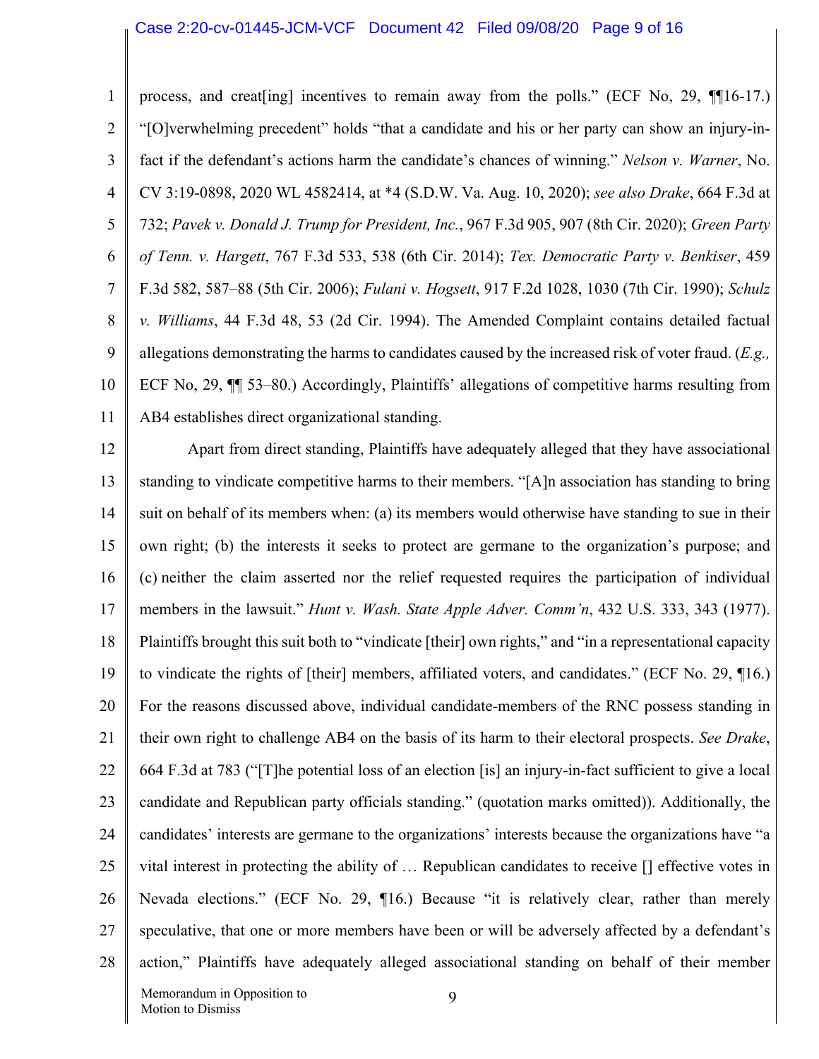process, and creat[ing] incentives to remain away from the polls." (ECF No, 29, ¶¶16-17.) "[O]verwhelming precedent" holds "that a candidate and his or her party can show an injury-in-fact if the defendant's actions harm the candidate's chances of winning." *Nelson v. Warner*, No. CV 3:19-0898, 2020 WL 4582414, at *4 (S.D.W. Va. Aug. 10, 2020); *see also Drake*, 664 F.3d at 732; *Pavek v. Donald J. Trump for President, Inc.*, 967 F.3d 905, 907 (8th Cir. 2020); *Green Party of Tenn. v. Hargett*, 767 F.3d 533, 538 (6th Cir. 2014); *Tex. Democratic Party v. Benkiser*, 459 F.3d 582, 587–88 (5th Cir. 2006); *Fulani v. Hogsett*, 917 F.2d 1028, 1030 (7th Cir. 1990); *Schulz v. Williams*, 44 F.3d 48, 53 (2d Cir. 1994). The Amended Complaint contains detailed factual allegations demonstrating the harms to candidates caused by the increased risk of voter fraud. (*E.g.,* ECF No, 29, ¶¶ 53–80.) Accordingly, Plaintiffs' allegations of competitive harms resulting from AB4 establishes direct organizational standing.

Apart from direct standing, Plaintiffs have adequately alleged that they have associational standing to vindicate competitive harms to their members. "[A]n association has standing to bring suit on behalf of its members when: (a) its members would otherwise have standing to sue in their own right; (b) the interests it seeks to protect are germane to the organization's purpose; and (c) neither the claim asserted nor the relief requested requires the participation of individual members in the lawsuit." *Hunt v. Wash. State Apple Adver. Comm'n*, 432 U.S. 333, 343 (1977). Plaintiffs brought this suit both to "vindicate [their] own rights," and "in a representational capacity to vindicate the rights of [their] members, affiliated voters, and candidates." (ECF No. 29, ¶16.) For the reasons discussed above, individual candidate-members of the RNC possess standing in their own right to challenge AB4 on the basis of its harm to their electoral prospects. *See Drake*, 664 F.3d at 783 ("[T]he potential loss of an election [is] an injury-in-fact sufficient to give a local candidate and Republican party officials standing." (quotation marks omitted)). Additionally, the candidates' interests are germane to the organizations' interests because the organizations have "a vital interest in protecting the ability of … Republican candidates to receive [] effective votes in Nevada elections." (ECF No. 29, ¶16.) Because "it is relatively clear, rather than merely speculative, that one or more members have been or will be adversely affected by a defendant's action," Plaintiffs have adequately alleged associational standing on behalf of their member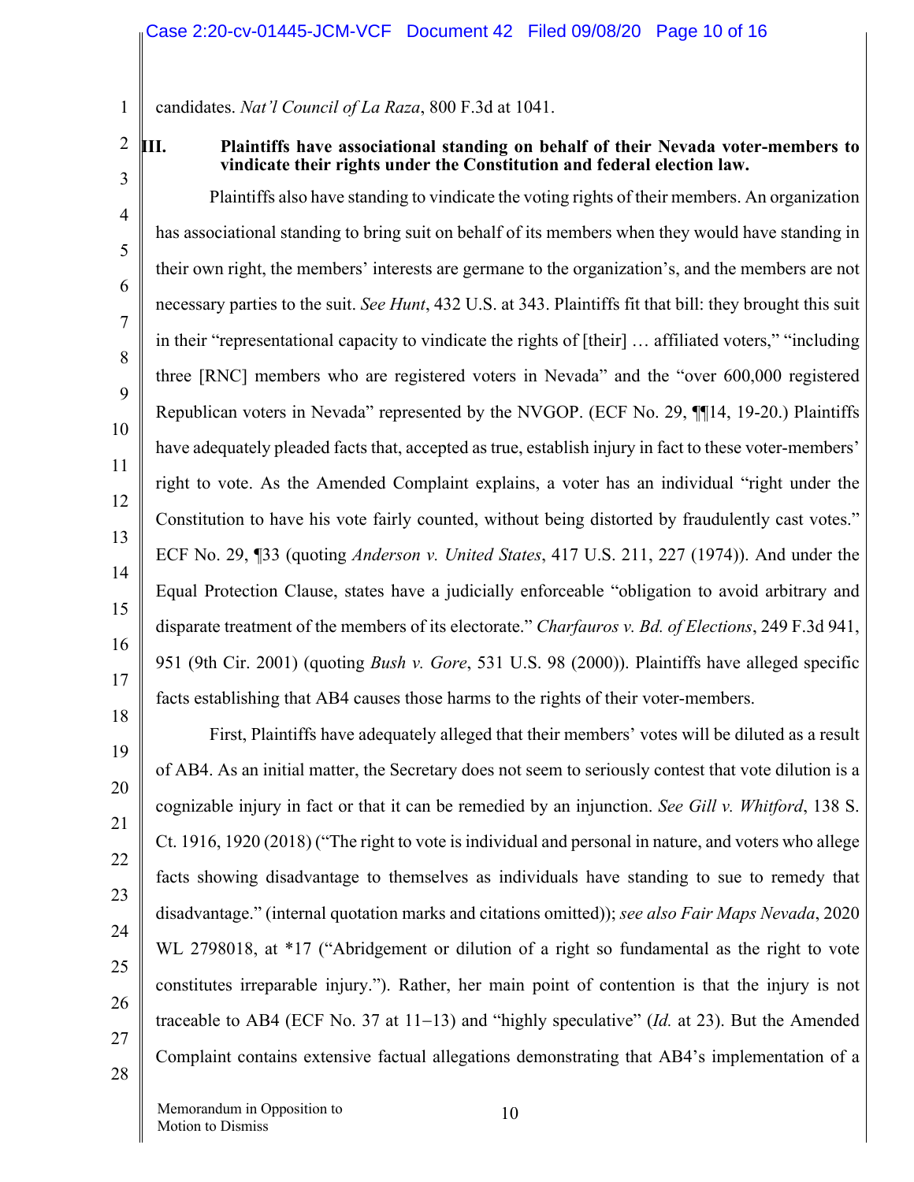candidates. *Nat'l Council of La Raza*, 800 F.3d at 1041.

### III. Plaintiffs have associational standing on behalf of their Nevada voter-members to vindicate their rights under the Constitution and federal election law.

Plaintiffs also have standing to vindicate the voting rights of their members. An organization has associational standing to bring suit on behalf of its members when they would have standing in their own right, the members' interests are germane to the organization's, and the members are not necessary parties to the suit. *See Hunt*, 432 U.S. at 343. Plaintiffs fit that bill: they brought this suit in their "representational capacity to vindicate the rights of [their] … affiliated voters," "including three [RNC] members who are registered voters in Nevada" and the "over 600,000 registered Republican voters in Nevada" represented by the NVGOP. (ECF No. 29, ¶¶14, 19-20.) Plaintiffs have adequately pleaded facts that, accepted as true, establish injury in fact to these voter-members' right to vote. As the Amended Complaint explains, a voter has an individual "right under the Constitution to have his vote fairly counted, without being distorted by fraudulently cast votes." ECF No. 29, ¶33 (quoting *Anderson v. United States*, 417 U.S. 211, 227 (1974)). And under the Equal Protection Clause, states have a judicially enforceable "obligation to avoid arbitrary and disparate treatment of the members of its electorate." *Charfauros v. Bd. of Elections*, 249 F.3d 941, 951 (9th Cir. 2001) (quoting *Bush v. Gore*, 531 U.S. 98 (2000)). Plaintiffs have alleged specific facts establishing that AB4 causes those harms to the rights of their voter-members.

First, Plaintiffs have adequately alleged that their members' votes will be diluted as a result of AB4. As an initial matter, the Secretary does not seem to seriously contest that vote dilution is a cognizable injury in fact or that it can be remedied by an injunction. *See Gill v. Whitford*, 138 S. Ct. 1916, 1920 (2018) ("The right to vote is individual and personal in nature, and voters who allege facts showing disadvantage to themselves as individuals have standing to sue to remedy that disadvantage." (internal quotation marks and citations omitted)); *see also Fair Maps Nevada*, 2020 WL 2798018, at *17 ("Abridgement or dilution of a right so fundamental as the right to vote constitutes irreparable injury."). Rather, her main point of contention is that the injury is not traceable to AB4 (ECF No. 37 at 11−13) and "highly speculative" (*Id.* at 23). But the Amended Complaint contains extensive factual allegations demonstrating that AB4's implementation of a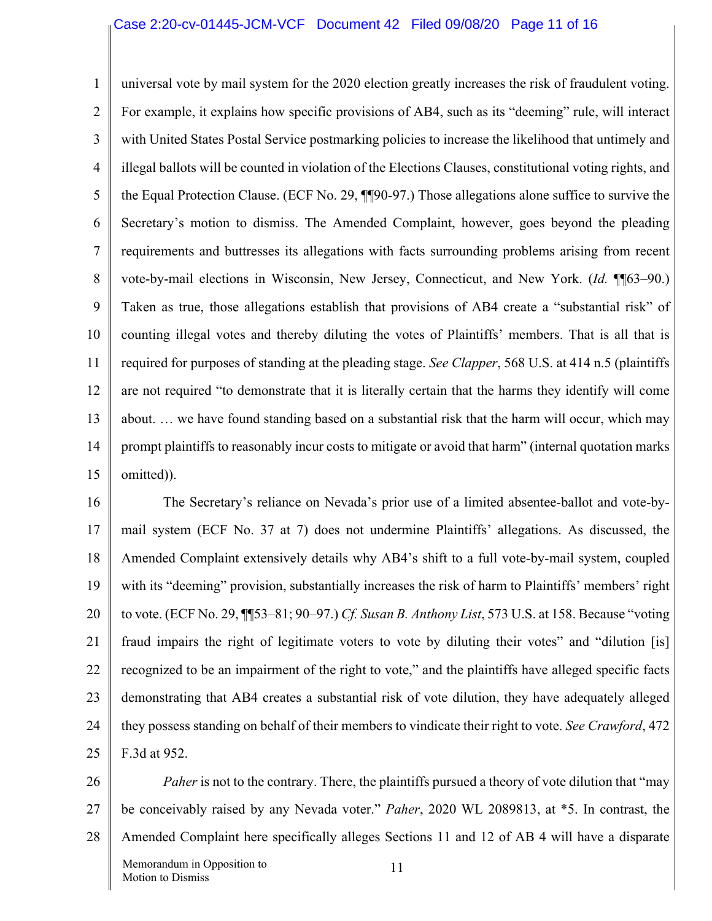universal vote by mail system for the 2020 election greatly increases the risk of fraudulent voting. For example, it explains how specific provisions of AB4, such as its "deeming" rule, will interact with United States Postal Service postmarking policies to increase the likelihood that untimely and illegal ballots will be counted in violation of the Elections Clauses, constitutional voting rights, and the Equal Protection Clause. (ECF No. 29, ¶¶90-97.) Those allegations alone suffice to survive the Secretary's motion to dismiss. The Amended Complaint, however, goes beyond the pleading requirements and buttresses its allegations with facts surrounding problems arising from recent vote-by-mail elections in Wisconsin, New Jersey, Connecticut, and New York. (*Id.* ¶¶63–90.) Taken as true, those allegations establish that provisions of AB4 create a "substantial risk" of counting illegal votes and thereby diluting the votes of Plaintiffs' members. That is all that is required for purposes of standing at the pleading stage. *See Clapper*, 568 U.S. at 414 n.5 (plaintiffs are not required "to demonstrate that it is literally certain that the harms they identify will come about. … we have found standing based on a substantial risk that the harm will occur, which may prompt plaintiffs to reasonably incur costs to mitigate or avoid that harm" (internal quotation marks omitted)).

The Secretary's reliance on Nevada's prior use of a limited absentee-ballot and vote-by-mail system (ECF No. 37 at 7) does not undermine Plaintiffs' allegations. As discussed, the Amended Complaint extensively details why AB4's shift to a full vote-by-mail system, coupled with its "deeming" provision, substantially increases the risk of harm to Plaintiffs' members' right to vote. (ECF No. 29, ¶¶53–81; 90–97.) *Cf. Susan B. Anthony List*, 573 U.S. at 158. Because "voting fraud impairs the right of legitimate voters to vote by diluting their votes" and "dilution [is] recognized to be an impairment of the right to vote," and the plaintiffs have alleged specific facts demonstrating that AB4 creates a substantial risk of vote dilution, they have adequately alleged they possess standing on behalf of their members to vindicate their right to vote. *See Crawford*, 472 F.3d at 952.

*Paher* is not to the contrary. There, the plaintiffs pursued a theory of vote dilution that "may be conceivably raised by any Nevada voter." *Paher*, 2020 WL 2089813, at \*5. In contrast, the Amended Complaint here specifically alleges Sections 11 and 12 of AB 4 will have a disparate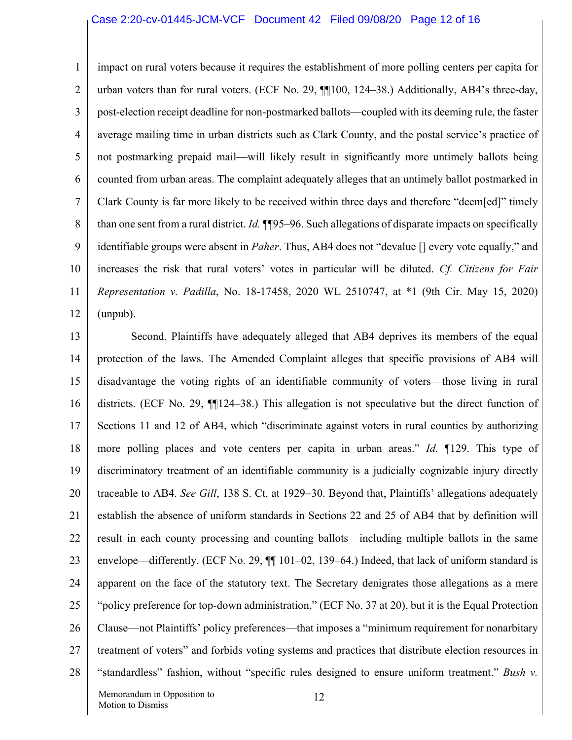impact on rural voters because it requires the establishment of more polling centers per capita for urban voters than for rural voters. (ECF No. 29, ¶¶100, 124–38.) Additionally, AB4's three-day, post-election receipt deadline for non-postmarked ballots—coupled with its deeming rule, the faster average mailing time in urban districts such as Clark County, and the postal service's practice of not postmarking prepaid mail—will likely result in significantly more untimely ballots being counted from urban areas. The complaint adequately alleges that an untimely ballot postmarked in Clark County is far more likely to be received within three days and therefore "deem[ed]" timely than one sent from a rural district. *Id.* ¶¶95–96. Such allegations of disparate impacts on specifically identifiable groups were absent in *Paher*. Thus, AB4 does not "devalue [] every vote equally," and increases the risk that rural voters' votes in particular will be diluted. *Cf. Citizens for Fair Representation v. Padilla*, No. 18-17458, 2020 WL 2510747, at *1 (9th Cir. May 15, 2020) (unpub).

Second, Plaintiffs have adequately alleged that AB4 deprives its members of the equal protection of the laws. The Amended Complaint alleges that specific provisions of AB4 will disadvantage the voting rights of an identifiable community of voters—those living in rural districts. (ECF No. 29, ¶¶124–38.) This allegation is not speculative but the direct function of Sections 11 and 12 of AB4, which "discriminate against voters in rural counties by authorizing more polling places and vote centers per capita in urban areas." *Id.* ¶129. This type of discriminatory treatment of an identifiable community is a judicially cognizable injury directly traceable to AB4. *See Gill*, 138 S. Ct. at 1929–30. Beyond that, Plaintiffs' allegations adequately establish the absence of uniform standards in Sections 22 and 25 of AB4 that by definition will result in each county processing and counting ballots—including multiple ballots in the same envelope—differently. (ECF No. 29, ¶¶ 101–02, 139–64.) Indeed, that lack of uniform standard is apparent on the face of the statutory text. The Secretary denigrates those allegations as a mere "policy preference for top-down administration," (ECF No. 37 at 20), but it is the Equal Protection Clause—not Plaintiffs' policy preferences—that imposes a "minimum requirement for nonarbitary treatment of voters" and forbids voting systems and practices that distribute election resources in "standardless" fashion, without "specific rules designed to ensure uniform treatment." *Bush v.*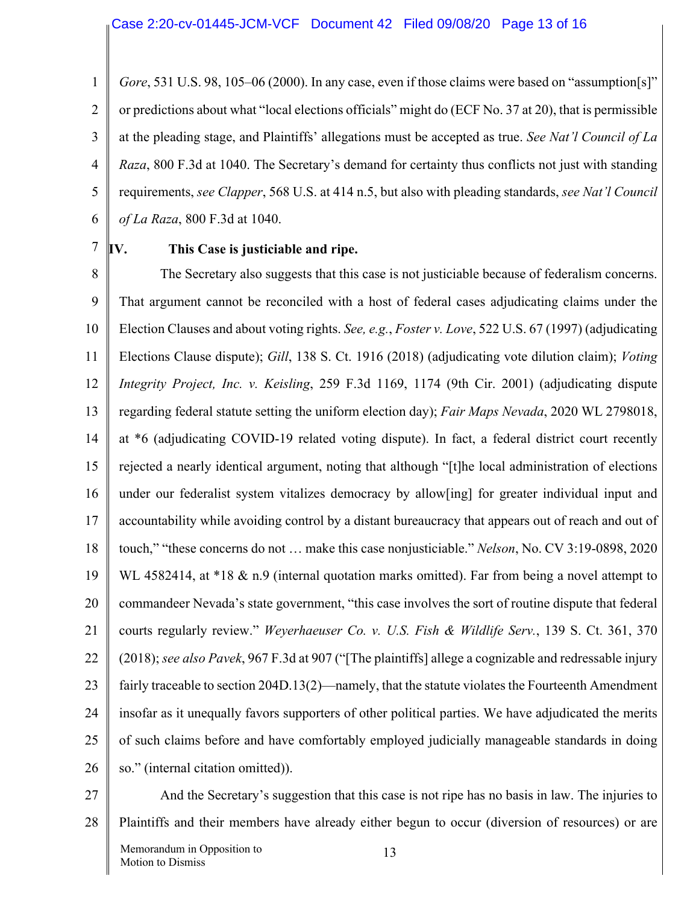*Gore*, 531 U.S. 98, 105–06 (2000). In any case, even if those claims were based on "assumption[s]" or predictions about what "local elections officials" might do (ECF No. 37 at 20), that is permissible at the pleading stage, and Plaintiffs' allegations must be accepted as true. *See Nat'l Council of La Raza*, 800 F.3d at 1040. The Secretary's demand for certainty thus conflicts not just with standing requirements, *see Clapper*, 568 U.S. at 414 n.5, but also with pleading standards, *see Nat'l Council of La Raza*, 800 F.3d at 1040.

## IV. This Case is justiciable and ripe.

The Secretary also suggests that this case is not justiciable because of federalism concerns. That argument cannot be reconciled with a host of federal cases adjudicating claims under the Election Clauses and about voting rights. *See, e.g.*, *Foster v. Love*, 522 U.S. 67 (1997) (adjudicating Elections Clause dispute); *Gill*, 138 S. Ct. 1916 (2018) (adjudicating vote dilution claim); *Voting Integrity Project, Inc. v. Keisling*, 259 F.3d 1169, 1174 (9th Cir. 2001) (adjudicating dispute regarding federal statute setting the uniform election day); *Fair Maps Nevada*, 2020 WL 2798018, at *6 (adjudicating COVID-19 related voting dispute). In fact, a federal district court recently rejected a nearly identical argument, noting that although "[t]he local administration of elections under our federalist system vitalizes democracy by allow[ing] for greater individual input and accountability while avoiding control by a distant bureaucracy that appears out of reach and out of touch," "these concerns do not … make this case nonjusticiable." *Nelson*, No. CV 3:19-0898, 2020 WL 4582414, at *18 & n.9 (internal quotation marks omitted). Far from being a novel attempt to commandeer Nevada's state government, "this case involves the sort of routine dispute that federal courts regularly review." *Weyerhaeuser Co. v. U.S. Fish & Wildlife Serv.*, 139 S. Ct. 361, 370 (2018); *see also Pavek*, 967 F.3d at 907 ("[The plaintiffs] allege a cognizable and redressable injury fairly traceable to section 204D.13(2)—namely, that the statute violates the Fourteenth Amendment insofar as it unequally favors supporters of other political parties. We have adjudicated the merits of such claims before and have comfortably employed judicially manageable standards in doing so." (internal citation omitted)).

And the Secretary's suggestion that this case is not ripe has no basis in law. The injuries to Plaintiffs and their members have already either begun to occur (diversion of resources) or are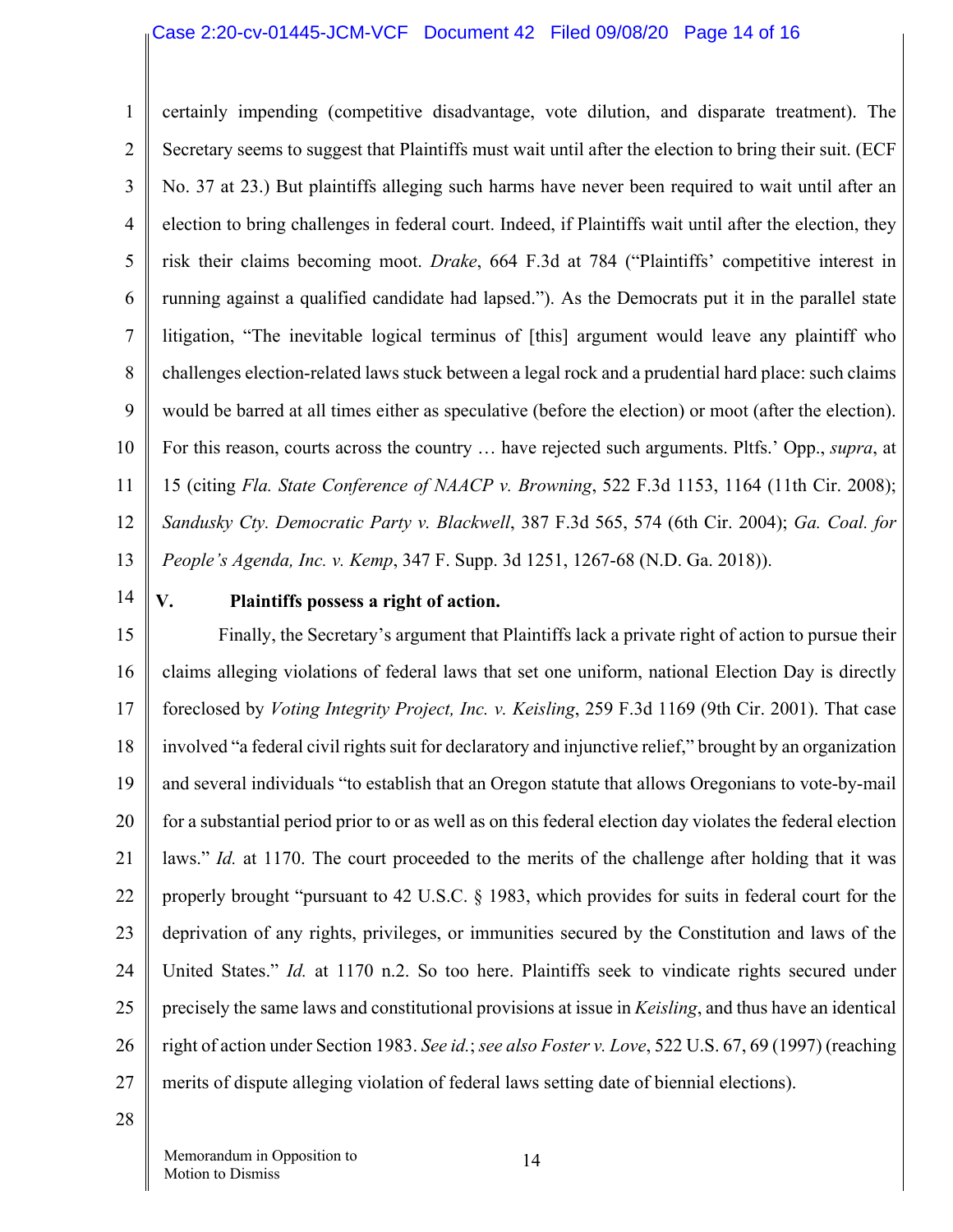certainly impending (competitive disadvantage, vote dilution, and disparate treatment). The Secretary seems to suggest that Plaintiffs must wait until after the election to bring their suit. (ECF No. 37 at 23.) But plaintiffs alleging such harms have never been required to wait until after an election to bring challenges in federal court. Indeed, if Plaintiffs wait until after the election, they risk their claims becoming moot. *Drake*, 664 F.3d at 784 ("Plaintiffs' competitive interest in running against a qualified candidate had lapsed."). As the Democrats put it in the parallel state litigation, "The inevitable logical terminus of [this] argument would leave any plaintiff who challenges election-related laws stuck between a legal rock and a prudential hard place: such claims would be barred at all times either as speculative (before the election) or moot (after the election). For this reason, courts across the country … have rejected such arguments. Pltfs.' Opp., *supra*, at 15 (citing *Fla. State Conference of NAACP v. Browning*, 522 F.3d 1153, 1164 (11th Cir. 2008); *Sandusky Cty. Democratic Party v. Blackwell*, 387 F.3d 565, 574 (6th Cir. 2004); *Ga. Coal. for People's Agenda, Inc. v. Kemp*, 347 F. Supp. 3d 1251, 1267-68 (N.D. Ga. 2018)).

## V. Plaintiffs possess a right of action.

Finally, the Secretary's argument that Plaintiffs lack a private right of action to pursue their claims alleging violations of federal laws that set one uniform, national Election Day is directly foreclosed by *Voting Integrity Project, Inc. v. Keisling*, 259 F.3d 1169 (9th Cir. 2001). That case involved "a federal civil rights suit for declaratory and injunctive relief," brought by an organization and several individuals "to establish that an Oregon statute that allows Oregonians to vote-by-mail for a substantial period prior to or as well as on this federal election day violates the federal election laws." *Id.* at 1170. The court proceeded to the merits of the challenge after holding that it was properly brought "pursuant to 42 U.S.C. § 1983, which provides for suits in federal court for the deprivation of any rights, privileges, or immunities secured by the Constitution and laws of the United States." *Id.* at 1170 n.2. So too here. Plaintiffs seek to vindicate rights secured under precisely the same laws and constitutional provisions at issue in *Keisling*, and thus have an identical right of action under Section 1983. *See id.*; *see also Foster v. Love*, 522 U.S. 67, 69 (1997) (reaching merits of dispute alleging violation of federal laws setting date of biennial elections).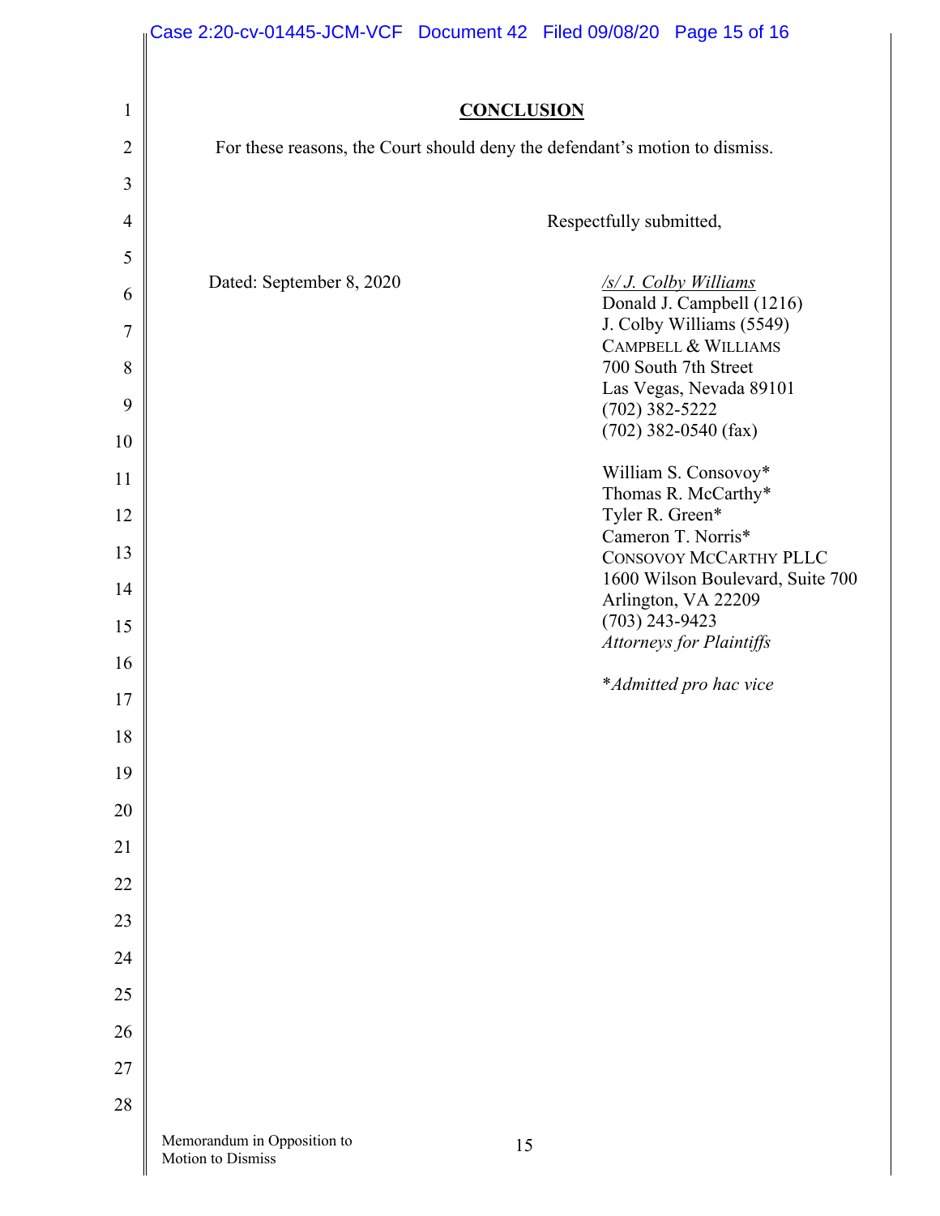## CONCLUSION

For these reasons, the Court should deny the defendant's motion to dismiss.

Respectfully submitted,

Dated: September 8, 2020

*/s/ J. Colby Williams*
Donald J. Campbell (1216)
J. Colby Williams (5549)
CAMPBELL & WILLIAMS
700 South 7th Street
Las Vegas, Nevada 89101
(702) 382-5222
(702) 382-0540 (fax)

William S. Consovoy*
Thomas R. McCarthy*
Tyler R. Green*
Cameron T. Norris*
CONSOVOY MCCARTHY PLLC
1600 Wilson Boulevard, Suite 700
Arlington, VA 22209
(703) 243-9423
*Attorneys for Plaintiffs*

**Admitted pro hac vice*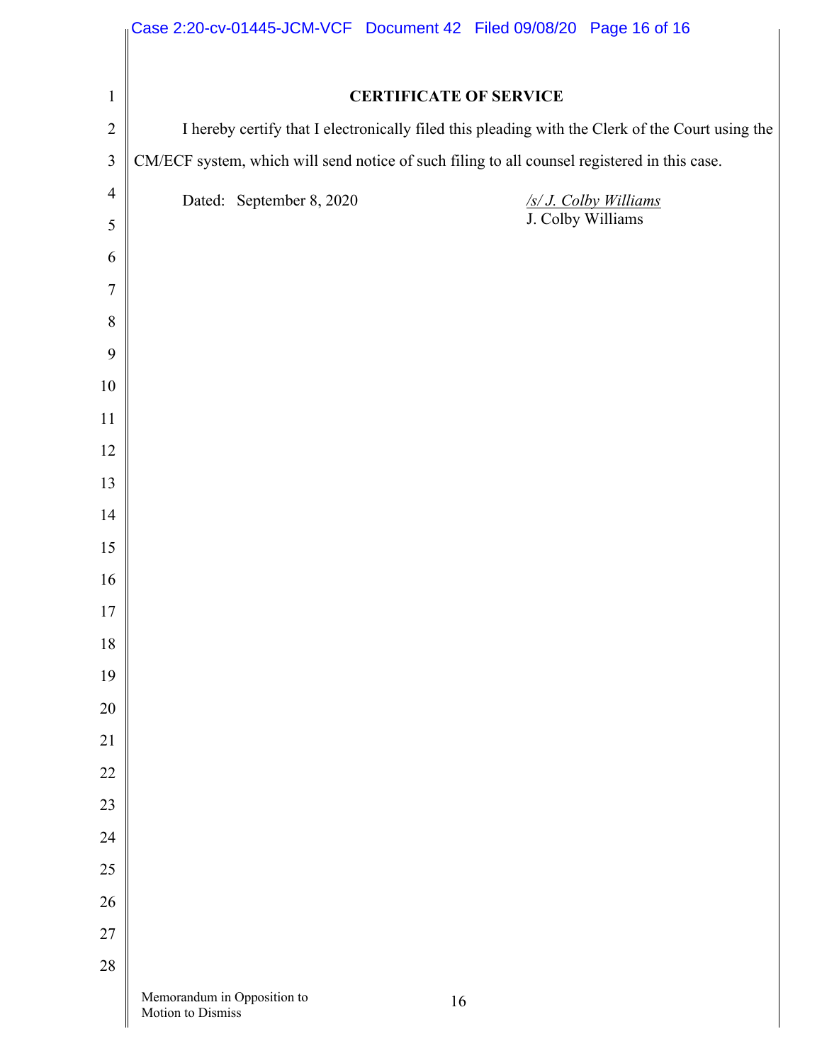**CERTIFICATE OF SERVICE**

I hereby certify that I electronically filed this pleading with the Clerk of the Court using the CM/ECF system, which will send notice of such filing to all counsel registered in this case.

Dated: September 8, 2020

*/s/ J. Colby Williams*
J. Colby Williams